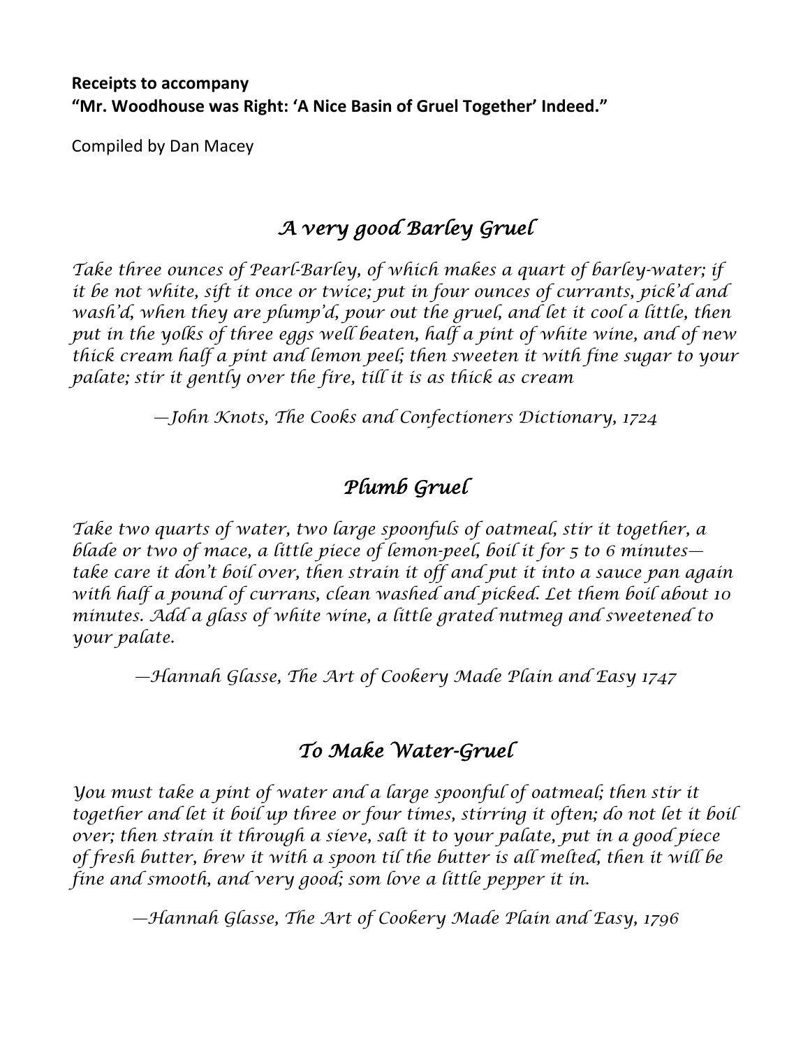**Receipts to accompany**
**"Mr. Woodhouse was Right: 'A Nice Basin of Gruel Together' Indeed."**

Compiled by Dan Macey

## *A very good Barley Gruel*

*Take three ounces of Pearl-Barley, of which makes a quart of barley-water; if it be not white, sift it once or twice; put in four ounces of currants, pick'd and wash'd, when they are plump'd, pour out the gruel, and let it cool a little, then put in the yolks of three eggs well beaten, half a pint of white wine, and of new thick cream half a pint and lemon peel; then sweeten it with fine sugar to your palate; stir it gently over the fire, till it is as thick as cream*

*—John Knots, The Cooks and Confectioners Dictionary, 1724*

## *Plumb Gruel*

*Take two quarts of water, two large spoonfuls of oatmeal, stir it together, a blade or two of mace, a little piece of lemon-peel, boil it for 5 to 6 minutes—take care it don't boil over, then strain it off and put it into a sauce pan again with half a pound of currans, clean washed and picked. Let them boil about 10 minutes. Add a glass of white wine, a little grated nutmeg and sweetened to your palate.*

*—Hannah Glasse, The Art of Cookery Made Plain and Easy 1747*

## *To Make Water-Gruel*

*You must take a pint of water and a large spoonful of oatmeal; then stir it together and let it boil up three or four times, stirring it often; do not let it boil over; then strain it through a sieve, salt it to your palate, put in a good piece of fresh butter, brew it with a spoon til the butter is all melted, then it will be fine and smooth, and very good; som love a little pepper it in.*

*—Hannah Glasse, The Art of Cookery Made Plain and Easy, 1796*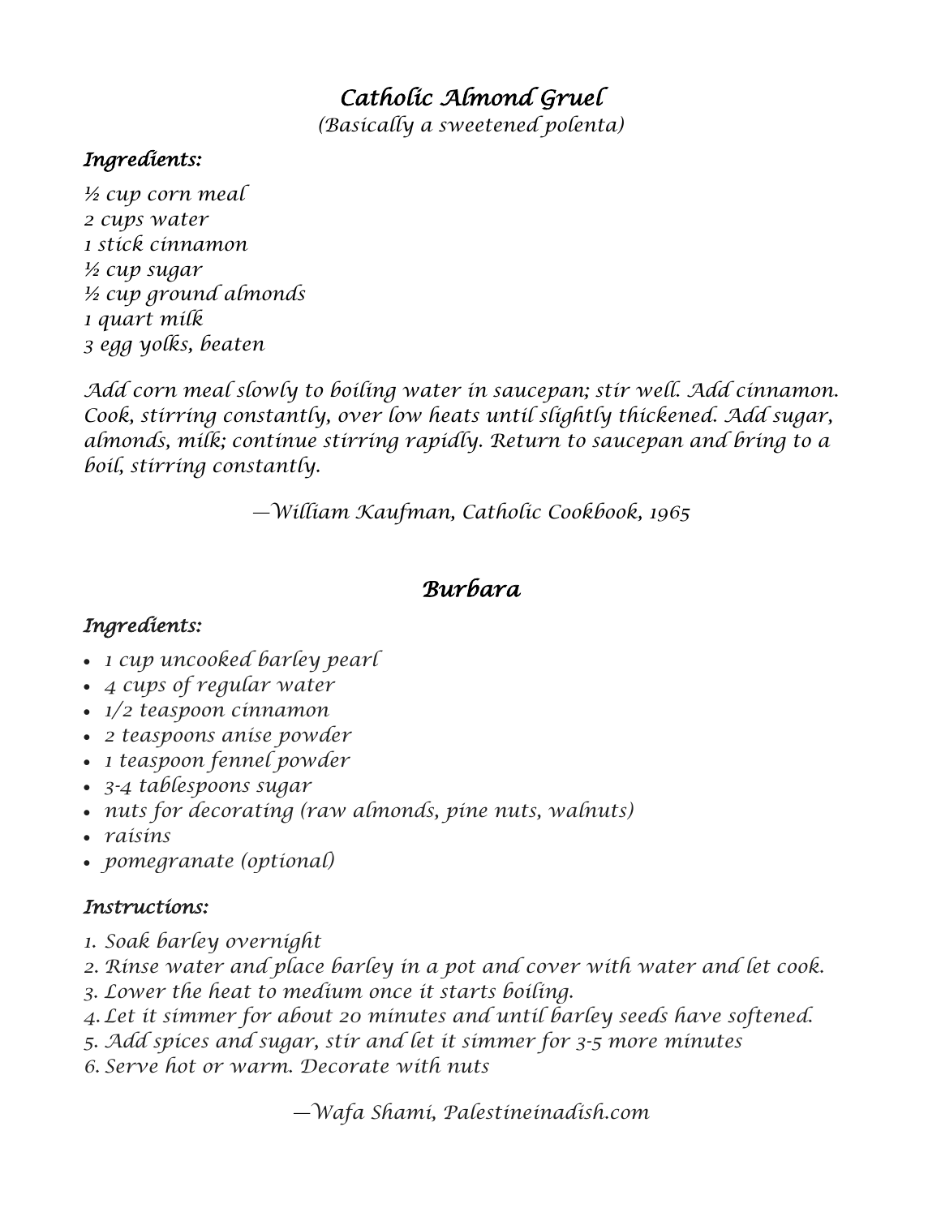## *Catholic Almond Gruel*

*(Basically a sweetened polenta)*

### *Ingredients:*

*½ cup corn meal*
*2 cups water*
*1 stick cinnamon*
*½ cup sugar*
*½ cup ground almonds*
*1 quart milk*
*3 egg yolks, beaten*

*Add corn meal slowly to boiling water in saucepan; stir well. Add cinnamon. Cook, stirring constantly, over low heats until slightly thickened. Add sugar, almonds, milk; continue stirring rapidly. Return to saucepan and bring to a boil, stirring constantly.*

*—William Kaufman, Catholic Cookbook, 1965*

## *Burbara*

### *Ingredients:*

- *1 cup uncooked barley pearl*
- *4 cups of regular water*
- *1/2 teaspoon cinnamon*
- *2 teaspoons anise powder*
- *1 teaspoon fennel powder*
- *3-4 tablespoons sugar*
- *nuts for decorating (raw almonds, pine nuts, walnuts)*
- *raisins*
- *pomegranate (optional)*

### *Instructions:*

1. *Soak barley overnight*
2. *Rinse water and place barley in a pot and cover with water and let cook.*
3. *Lower the heat to medium once it starts boiling.*
4. *Let it simmer for about 20 minutes and until barley seeds have softened.*
5. *Add spices and sugar, stir and let it simmer for 3-5 more minutes*
6. *Serve hot or warm. Decorate with nuts*

*—Wafa Shami, Palestineinadish.com*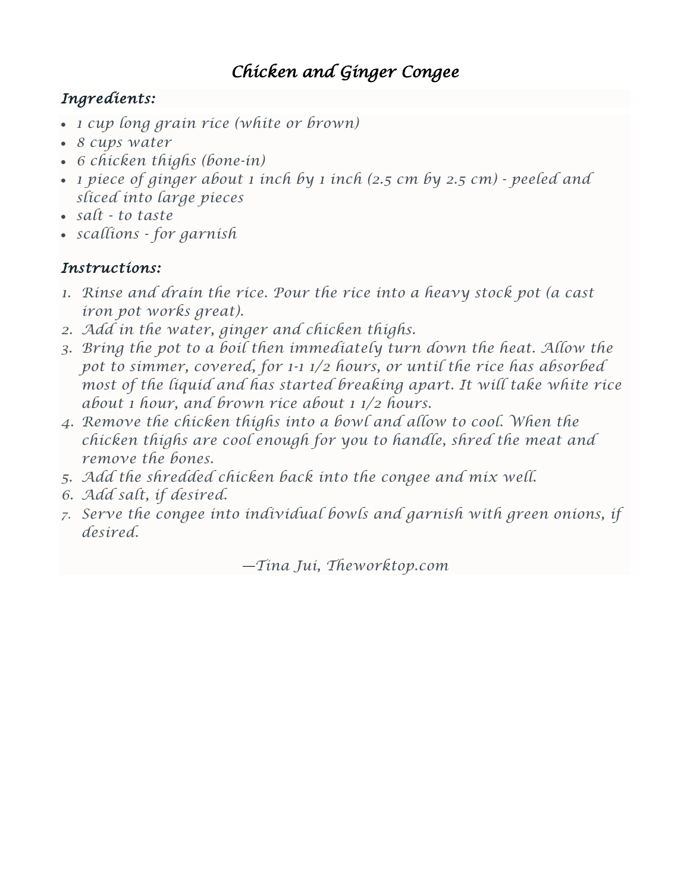# *Chicken and Ginger Congee*

### *Ingredients:*

- *1 cup long grain rice (white or brown)*
- *8 cups water*
- *6 chicken thighs (bone-in)*
- *1 piece of ginger about 1 inch by 1 inch (2.5 cm by 2.5 cm) - peeled and sliced into large pieces*
- *salt - to taste*
- *scallions - for garnish*

### *Instructions:*

1. *Rinse and drain the rice. Pour the rice into a heavy stock pot (a cast iron pot works great).*
2. *Add in the water, ginger and chicken thighs.*
3. *Bring the pot to a boil then immediately turn down the heat. Allow the pot to simmer, covered, for 1-1 1/2 hours, or until the rice has absorbed most of the liquid and has started breaking apart. It will take white rice about 1 hour, and brown rice about 1 1/2 hours.*
4. *Remove the chicken thighs into a bowl and allow to cool. When the chicken thighs are cool enough for you to handle, shred the meat and remove the bones.*
5. *Add the shredded chicken back into the congee and mix well.*
6. *Add salt, if desired.*
7. *Serve the congee into individual bowls and garnish with green onions, if desired.*

*—Tina Jui, Theworktop.com*